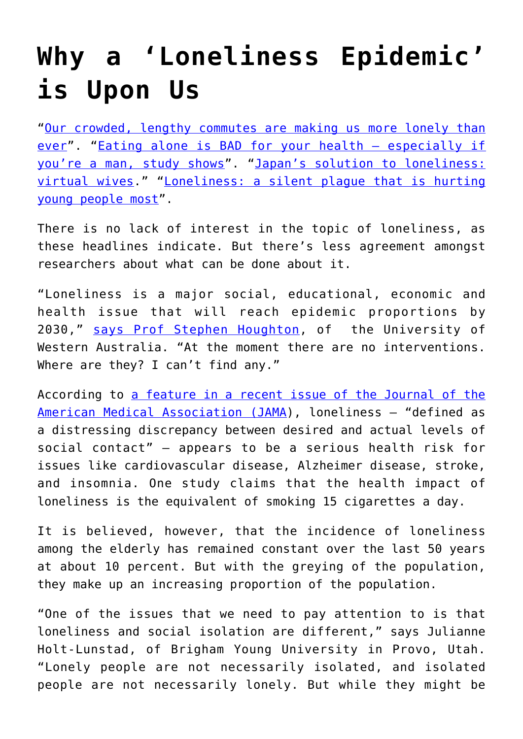# Why a 'Loneliness Epidemic' is Upon Us

"Our crowded, lengthy commutes are making us more lonely than ever". "Eating alone is BAD for your health – especially if you're a man, study shows". "Japan's solution to loneliness: virtual wives." "Loneliness: a silent plague that is hurting young people most".

There is no lack of interest in the topic of loneliness, as these headlines indicate. But there's less agreement amongst researchers about what can be done about it.

"Loneliness is a major social, educational, economic and health issue that will reach epidemic proportions by 2030," says Prof Stephen Houghton, of the University of Western Australia. "At the moment there are no interventions. Where are they? I can't find any."

According to a feature in a recent issue of the Journal of the American Medical Association (JAMA), loneliness – "defined as a distressing discrepancy between desired and actual levels of social contact" – appears to be a serious health risk for issues like cardiovascular disease, Alzheimer disease, stroke, and insomnia. One study claims that the health impact of loneliness is the equivalent of smoking 15 cigarettes a day.

It is believed, however, that the incidence of loneliness among the elderly has remained constant over the last 50 years at about 10 percent. But with the greying of the population, they make up an increasing proportion of the population.

"One of the issues that we need to pay attention to is that loneliness and social isolation are different," says Julianne Holt-Lunstad, of Brigham Young University in Provo, Utah. "Lonely people are not necessarily isolated, and isolated people are not necessarily lonely. But while they might be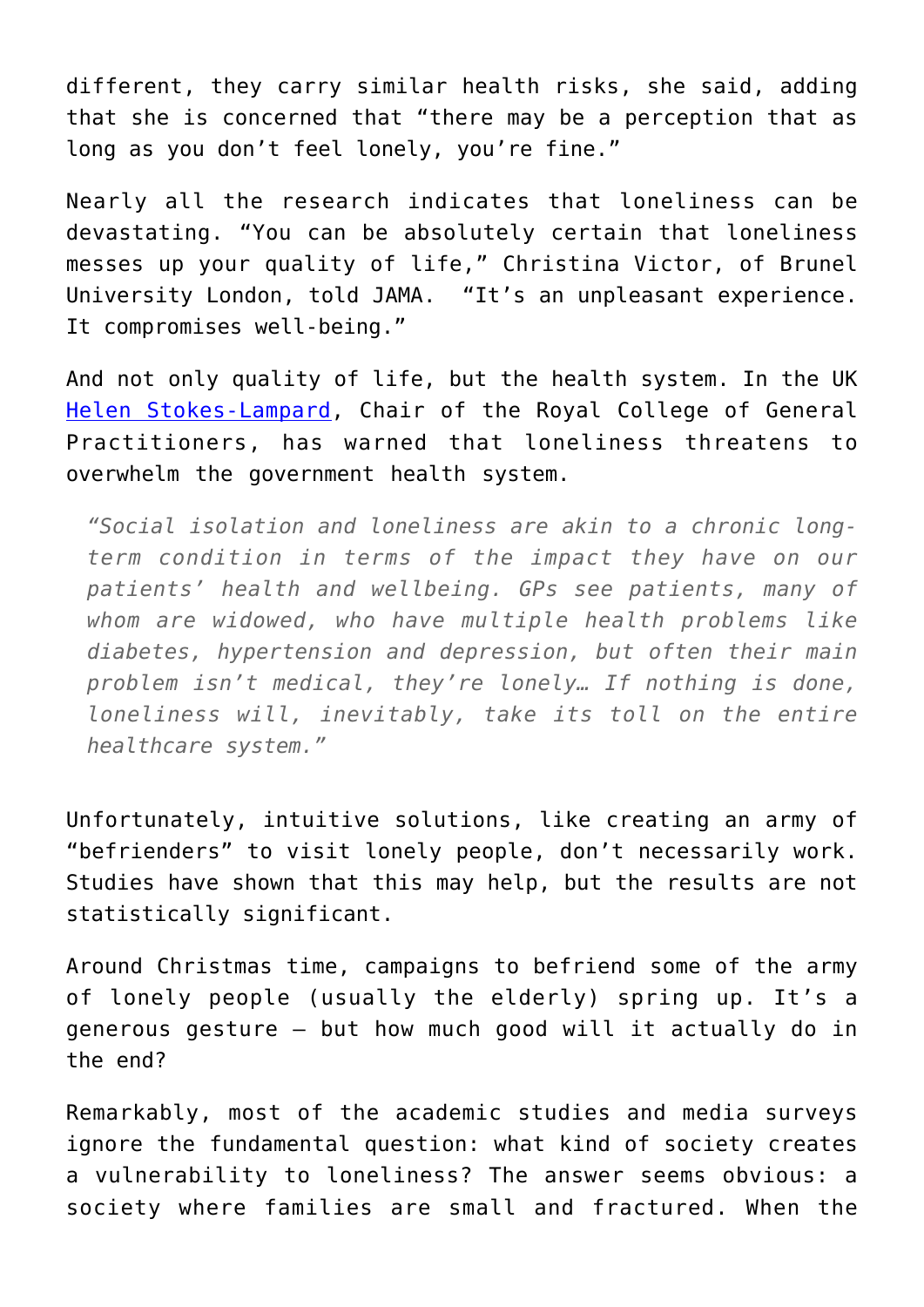different, they carry similar health risks, she said, adding that she is concerned that "there may be a perception that as long as you don't feel lonely, you're fine."

Nearly all the research indicates that loneliness can be devastating. "You can be absolutely certain that loneliness messes up your quality of life," Christina Victor, of Brunel University London, told JAMA. "It's an unpleasant experience. It compromises well-being."

And not only quality of life, but the health system. In the UK [Helen Stokes-Lampard](), Chair of the Royal College of General Practitioners, has warned that loneliness threatens to overwhelm the government health system.

> *"Social isolation and loneliness are akin to a chronic long-term condition in terms of the impact they have on our patients' health and wellbeing. GPs see patients, many of whom are widowed, who have multiple health problems like diabetes, hypertension and depression, but often their main problem isn't medical, they're lonely… If nothing is done, loneliness will, inevitably, take its toll on the entire healthcare system."*

Unfortunately, intuitive solutions, like creating an army of "befrienders" to visit lonely people, don't necessarily work. Studies have shown that this may help, but the results are not statistically significant.

Around Christmas time, campaigns to befriend some of the army of lonely people (usually the elderly) spring up. It's a generous gesture – but how much good will it actually do in the end?

Remarkably, most of the academic studies and media surveys ignore the fundamental question: what kind of society creates a vulnerability to loneliness? The answer seems obvious: a society where families are small and fractured. When the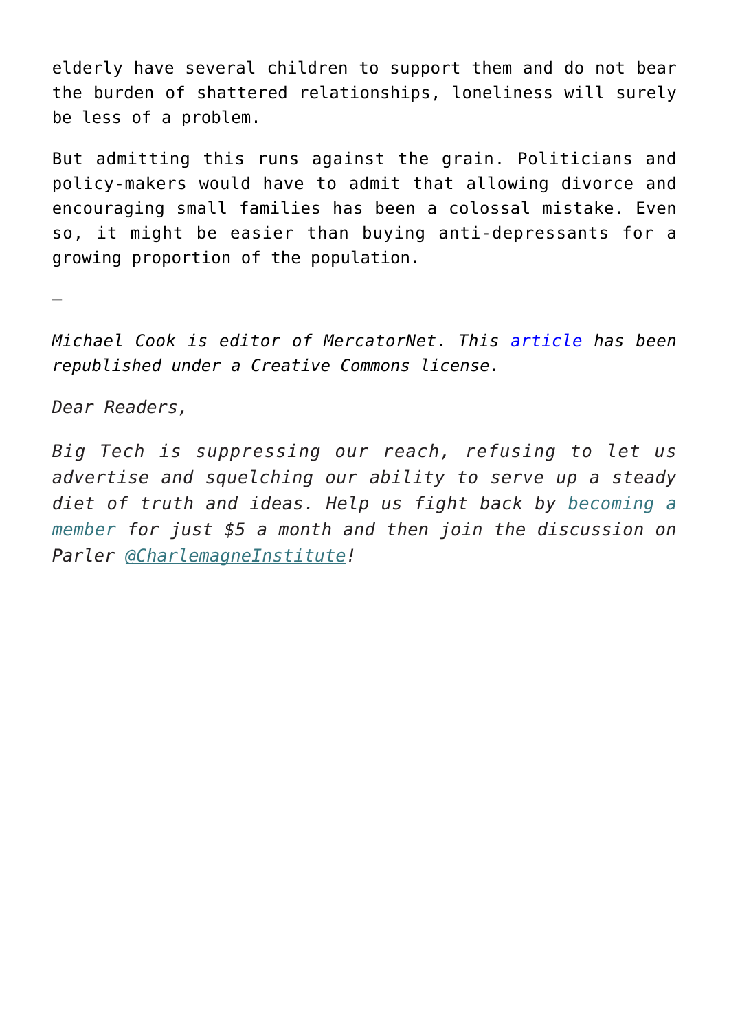elderly have several children to support them and do not bear the burden of shattered relationships, loneliness will surely be less of a problem.

But admitting this runs against the grain. Politicians and policy-makers would have to admit that allowing divorce and encouraging small families has been a colossal mistake. Even so, it might be easier than buying anti-depressants for a growing proportion of the population.

—

*Michael Cook is editor of MercatorNet. This [article](#) has been republished under a Creative Commons license.*

*Dear Readers,*

*Big Tech is suppressing our reach, refusing to let us advertise and squelching our ability to serve up a steady diet of truth and ideas. Help us fight back by [becoming a member](#) for just $5 a month and then join the discussion on Parler [@CharlemagneInstitute](#)!*